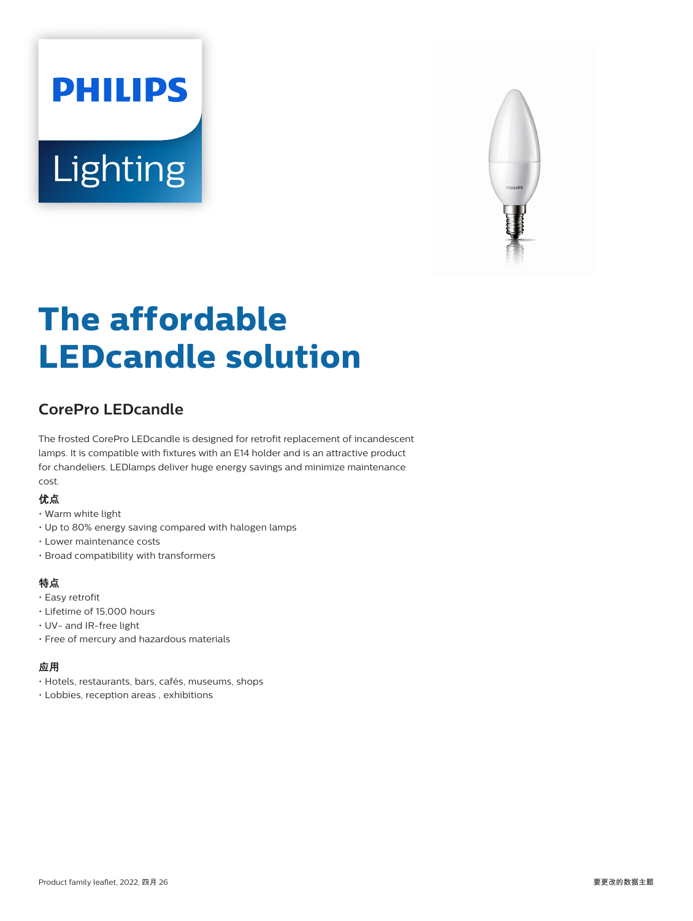PHILIPS

Lighting

# The affordable LEDcandle solution

## CorePro LEDcandle

The frosted CorePro LEDcandle is designed for retrofit replacement of incandescent lamps. It is compatible with fixtures with an E14 holder and is an attractive product for chandeliers. LEDlamps deliver huge energy savings and minimize maintenance cost.

### 优点

- Warm white light
- Up to 80% energy saving compared with halogen lamps
- Lower maintenance costs
- Broad compatibility with transformers

### 特点

- Easy retrofit
- Lifetime of 15,000 hours
- UV- and IR-free light
- Free of mercury and hazardous materials

### 应用

- Hotels, restaurants, bars, cafés, museums, shops
- Lobbies, reception areas , exhibitions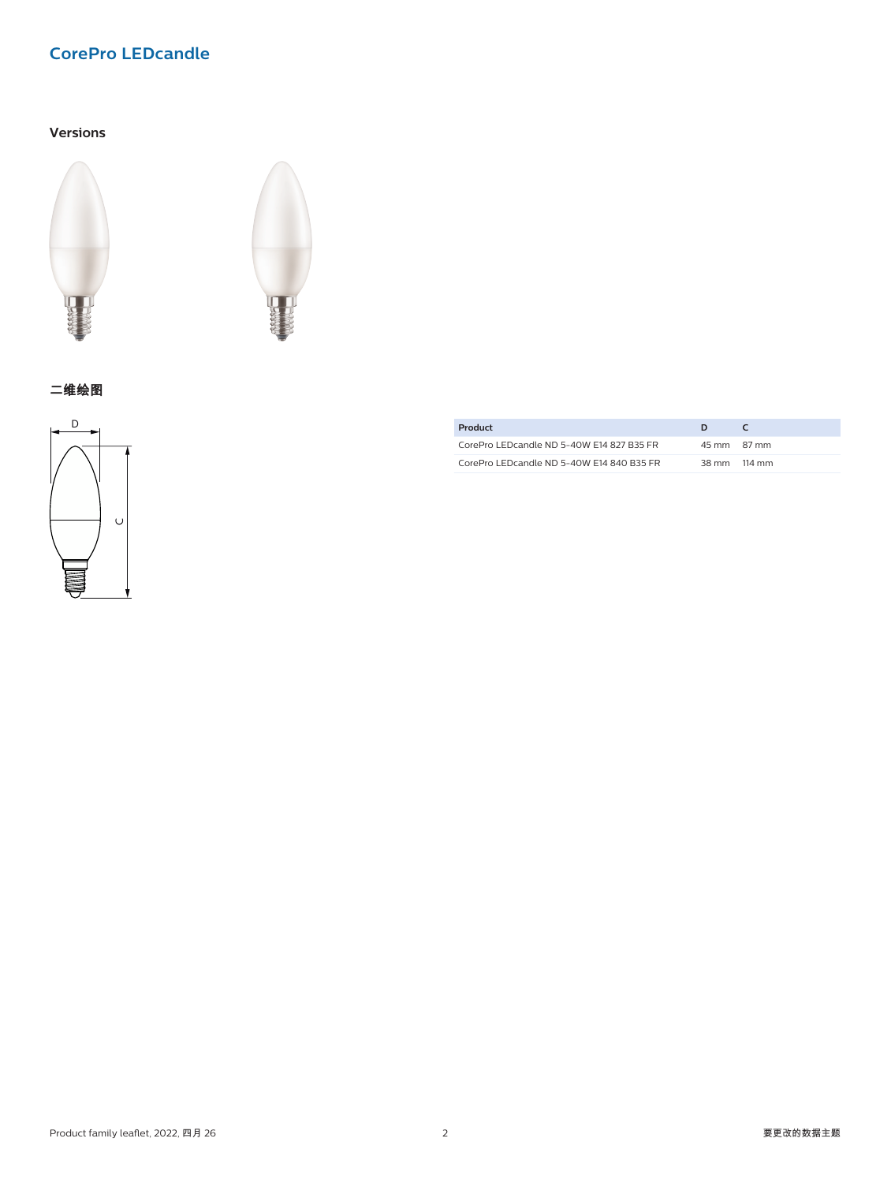## CorePro LEDcandle

### Versions

### 二维绘图

| Product | D | C |
|---|---|---|
| CorePro LEDcandle ND 5-40W E14 827 B35 FR | 45 mm | 87 mm |
| CorePro LEDcandle ND 5-40W E14 840 B35 FR | 38 mm | 114 mm |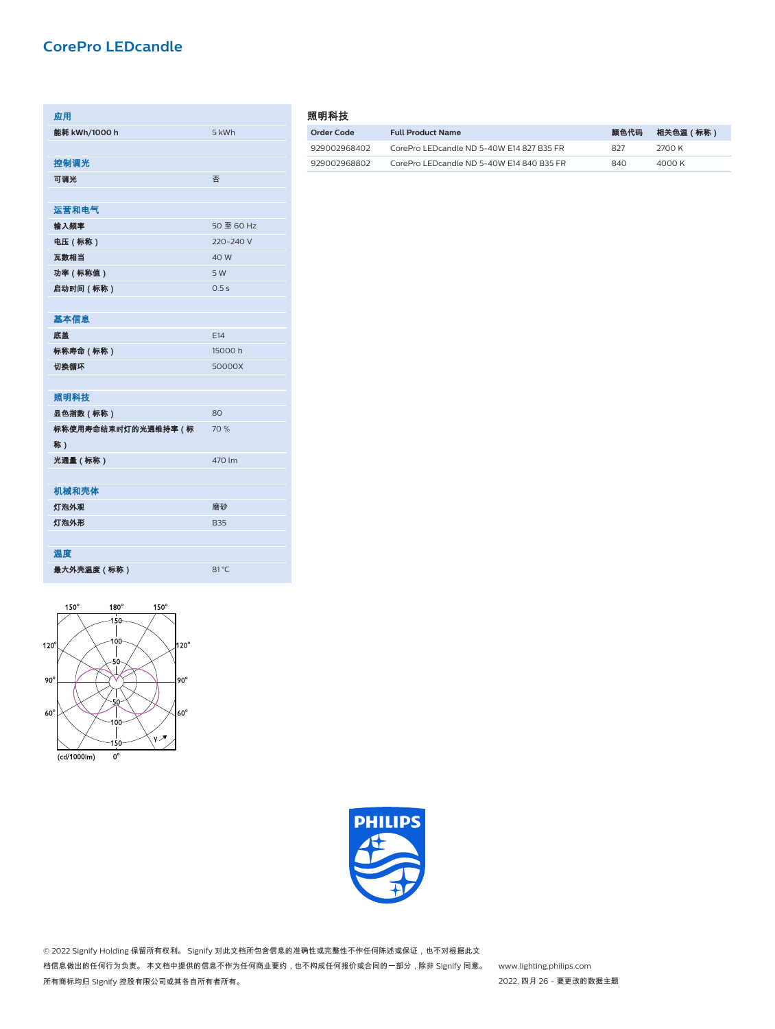## CorePro LEDcandle

| | |
|---|---|
| **应用** | |
| 能耗 kWh/1000 h | 5 kWh |
| **控制调光** | |
| 可调光 | 否 |
| **运营和电气** | |
| 输入频率 | 50 至 60 Hz |
| 电压（标称） | 220-240 V |
| 瓦数相当 | 40 W |
| 功率（标称值） | 5 W |
| 启动时间（标称） | 0.5 s |
| **基本信息** | |
| 底盖 | E14 |
| 标称寿命（标称） | 15000 h |
| 切换循环 | 50000X |
| **照明科技** | |
| 显色指数（标称） | 80 |
| 标称使用寿命结束时灯的光通维持率（标称） | 70 % |
| 光通量（标称） | 470 lm |
| **机械和壳体** | |
| 灯泡外观 | 磨砂 |
| 灯泡外形 | B35 |
| **温度** | |
| 最大外壳温度（标称） | 81 °C |

150° 180° 150°
120° 120°
90° 90°
60° 60°
150
100
50
50
100
150
γ
(cd/1000lm) 0°

### 照明科技

| Order Code | Full Product Name | 颜色代码 | 相关色温（标称） |
|---|---|---|---|
| 929002968402 | CorePro LEDcandle ND 5-40W E14 827 B35 FR | 827 | 2700 K |
| 929002968802 | CorePro LEDcandle ND 5-40W E14 840 B35 FR | 840 | 4000 K |

© 2022 Signify Holding 保留所有权利。 Signify 对此文档所包含信息的准确性或完整性不作任何陈述或保证，也不对根据此文档信息做出的任何行为负责。 本文档中提供的信息不作为任何商业要约，也不构成任何报价或合同的一部分，除非 Signify 同意。 所有商标均归 Signify 控股有限公司或其各自所有者所有。

www.lighting.philips.com
2022, 四月 26 - 要更改的数据主题